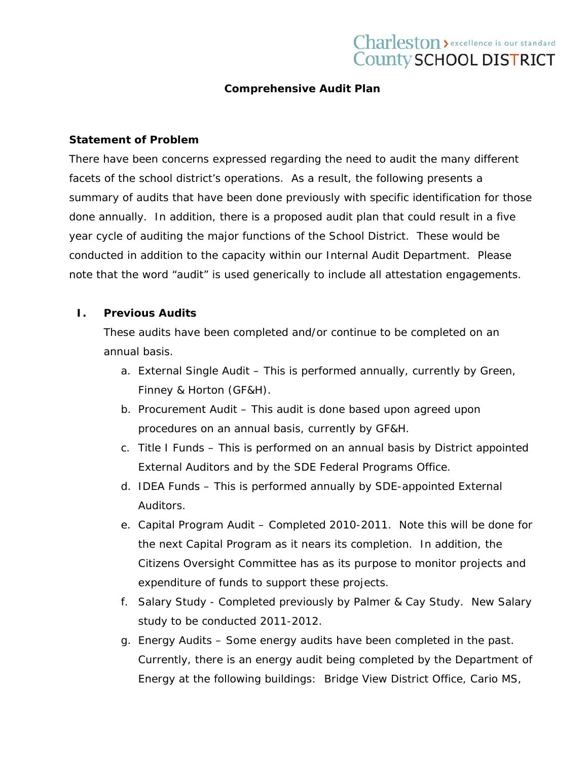Charleston County SCHOOL DISTRICT — excellence is our standard

# Comprehensive Audit Plan

## Statement of Problem

There have been concerns expressed regarding the need to audit the many different facets of the school district's operations. As a result, the following presents a summary of audits that have been done previously with specific identification for those done annually. In addition, there is a proposed audit plan that could result in a five year cycle of auditing the major functions of the School District. These would be conducted in addition to the capacity within our Internal Audit Department. Please note that the word "audit" is used generically to include all attestation engagements.

## I. Previous Audits

These audits have been completed and/or continue to be completed on an annual basis.

a. External Single Audit – This is performed annually, currently by Green, Finney & Horton (GF&H).
b. Procurement Audit – This audit is done based upon agreed upon procedures on an annual basis, currently by GF&H.
c. Title I Funds – This is performed on an annual basis by District appointed External Auditors and by the SDE Federal Programs Office.
d. IDEA Funds – This is performed annually by SDE-appointed External Auditors.
e. Capital Program Audit – Completed 2010-2011. Note this will be done for the next Capital Program as it nears its completion. In addition, the Citizens Oversight Committee has as its purpose to monitor projects and expenditure of funds to support these projects.
f. Salary Study - Completed previously by Palmer & Cay Study. New Salary study to be conducted 2011-2012.
g. Energy Audits – Some energy audits have been completed in the past. Currently, there is an energy audit being completed by the Department of Energy at the following buildings: Bridge View District Office, Cario MS,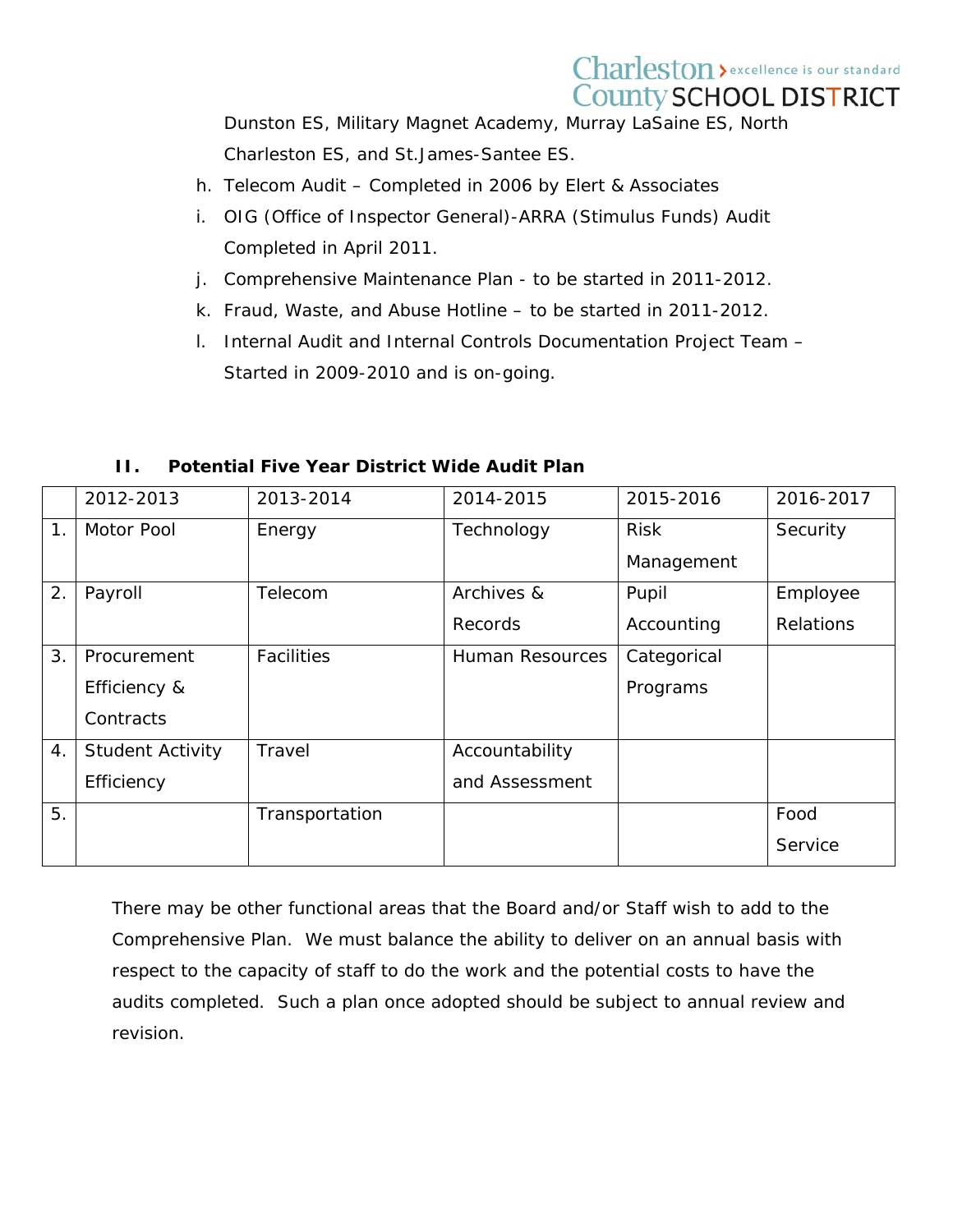Dunston ES, Military Magnet Academy, Murray LaSaine ES, North Charleston ES, and St.James-Santee ES.

h. Telecom Audit – Completed in 2006 by Elert & Associates
i. OIG (Office of Inspector General)-ARRA (Stimulus Funds) Audit Completed in April 2011.
j. Comprehensive Maintenance Plan - to be started in 2011-2012.
k. Fraud, Waste, and Abuse Hotline – to be started in 2011-2012.
l. Internal Audit and Internal Controls Documentation Project Team – Started in 2009-2010 and is on-going.

## II. Potential Five Year District Wide Audit Plan

| | 2012-2013 | 2013-2014 | 2014-2015 | 2015-2016 | 2016-2017 |
|---|---|---|---|---|---|
| 1. | Motor Pool | Energy | Technology | Risk Management | Security |
| 2. | Payroll | Telecom | Archives & Records | Pupil Accounting | Employee Relations |
| 3. | Procurement Efficiency & Contracts | Facilities | Human Resources | Categorical Programs | |
| 4. | Student Activity Efficiency | Travel | Accountability and Assessment | | |
| 5. | | Transportation | | | Food Service |

There may be other functional areas that the Board and/or Staff wish to add to the Comprehensive Plan. We must balance the ability to deliver on an annual basis with respect to the capacity of staff to do the work and the potential costs to have the audits completed. Such a plan once adopted should be subject to annual review and revision.